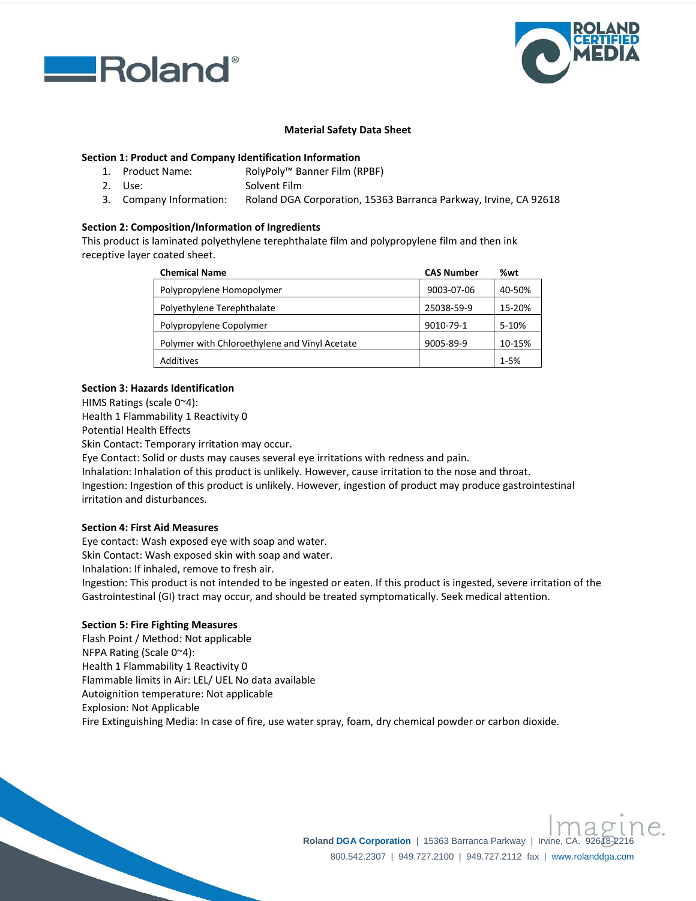# Material Safety Data Sheet

## Section 1: Product and Company Identification Information

1. Product Name: RolyPoly™ Banner Film (RPBF)
2. Use: Solvent Film
3. Company Information: Roland DGA Corporation, 15363 Barranca Parkway, Irvine, CA 92618

## Section 2: Composition/Information of Ingredients

This product is laminated polyethylene terephthalate film and polypropylene film and then ink receptive layer coated sheet.

| Chemical Name | CAS Number | %wt |
|---|---|---|
| Polypropylene Homopolymer | 9003-07-06 | 40-50% |
| Polyethylene Terephthalate | 25038-59-9 | 15-20% |
| Polypropylene Copolymer | 9010-79-1 | 5-10% |
| Polymer with Chloroethylene and Vinyl Acetate | 9005-89-9 | 10-15% |
| Additives | | 1-5% |

## Section 3: Hazards Identification

HIMS Ratings (scale 0~4):
Health 1 Flammability 1 Reactivity 0
Potential Health Effects
Skin Contact: Temporary irritation may occur.
Eye Contact: Solid or dusts may causes several eye irritations with redness and pain.
Inhalation: Inhalation of this product is unlikely. However, cause irritation to the nose and throat.
Ingestion: Ingestion of this product is unlikely. However, ingestion of product may produce gastrointestinal irritation and disturbances.

## Section 4: First Aid Measures

Eye contact: Wash exposed eye with soap and water.
Skin Contact: Wash exposed skin with soap and water.
Inhalation: If inhaled, remove to fresh air.
Ingestion: This product is not intended to be ingested or eaten. If this product is ingested, severe irritation of the Gastrointestinal (GI) tract may occur, and should be treated symptomatically. Seek medical attention.

## Section 5: Fire Fighting Measures

Flash Point / Method: Not applicable
NFPA Rating (Scale 0~4):
Health 1 Flammability 1 Reactivity 0
Flammable limits in Air: LEL/ UEL No data available
Autoignition temperature: Not applicable
Explosion: Not Applicable
Fire Extinguishing Media: In case of fire, use water spray, foam, dry chemical powder or carbon dioxide.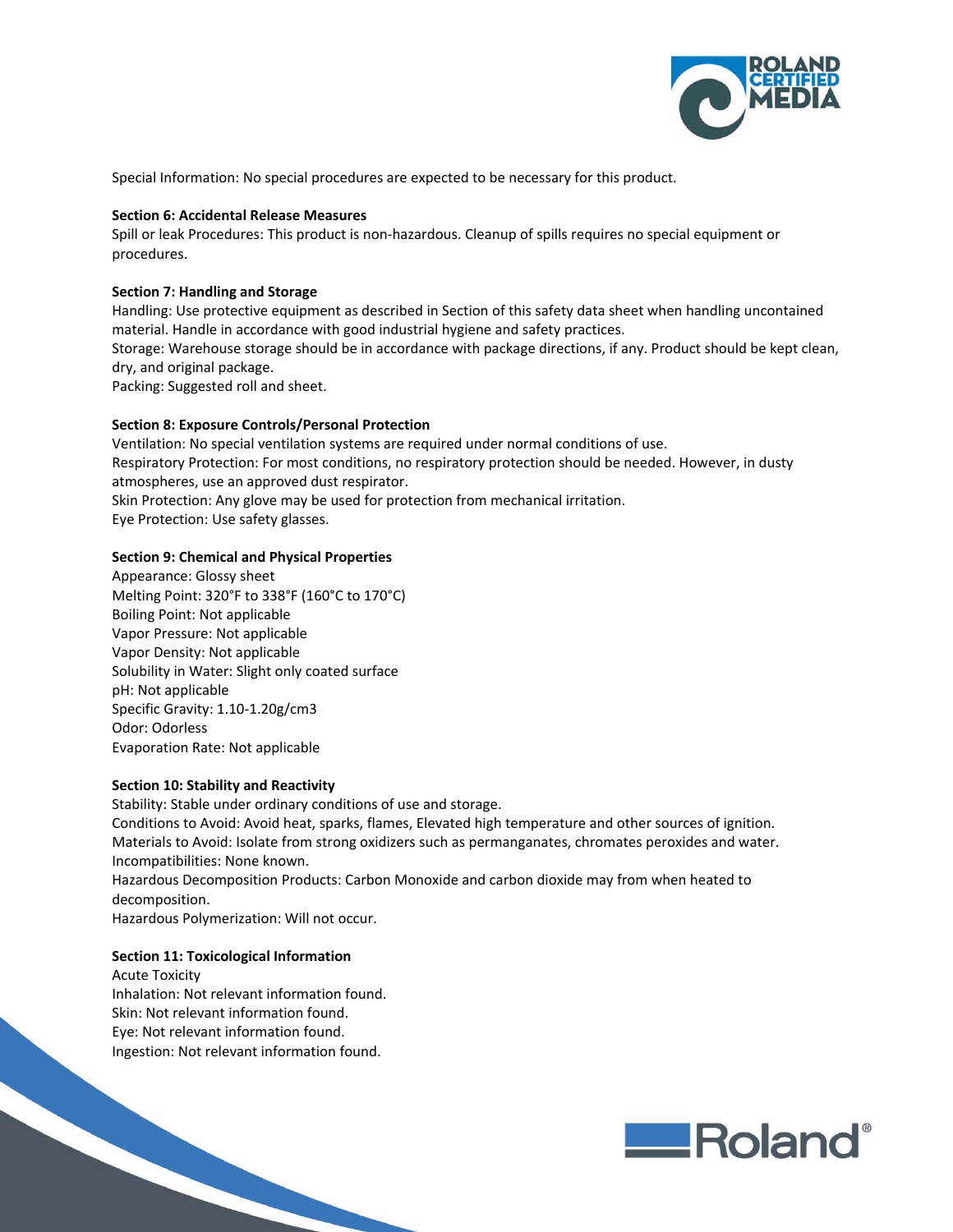Special Information: No special procedures are expected to be necessary for this product.

**Section 6: Accidental Release Measures**

Spill or leak Procedures: This product is non-hazardous. Cleanup of spills requires no special equipment or procedures.

**Section 7: Handling and Storage**

Handling: Use protective equipment as described in Section of this safety data sheet when handling uncontained material. Handle in accordance with good industrial hygiene and safety practices.
Storage: Warehouse storage should be in accordance with package directions, if any. Product should be kept clean, dry, and original package.
Packing: Suggested roll and sheet.

**Section 8: Exposure Controls/Personal Protection**

Ventilation: No special ventilation systems are required under normal conditions of use.
Respiratory Protection: For most conditions, no respiratory protection should be needed. However, in dusty atmospheres, use an approved dust respirator.
Skin Protection: Any glove may be used for protection from mechanical irritation.
Eye Protection: Use safety glasses.

**Section 9: Chemical and Physical Properties**

Appearance: Glossy sheet
Melting Point: 320°F to 338°F (160°C to 170°C)
Boiling Point: Not applicable
Vapor Pressure: Not applicable
Vapor Density: Not applicable
Solubility in Water: Slight only coated surface
pH: Not applicable
Specific Gravity: 1.10-1.20g/cm3
Odor: Odorless
Evaporation Rate: Not applicable

**Section 10: Stability and Reactivity**

Stability: Stable under ordinary conditions of use and storage.
Conditions to Avoid: Avoid heat, sparks, flames, Elevated high temperature and other sources of ignition.
Materials to Avoid: Isolate from strong oxidizers such as permanganates, chromates peroxides and water.
Incompatibilities: None known.
Hazardous Decomposition Products: Carbon Monoxide and carbon dioxide may from when heated to decomposition.
Hazardous Polymerization: Will not occur.

**Section 11: Toxicological Information**

Acute Toxicity
Inhalation: Not relevant information found.
Skin: Not relevant information found.
Eye: Not relevant information found.
Ingestion: Not relevant information found.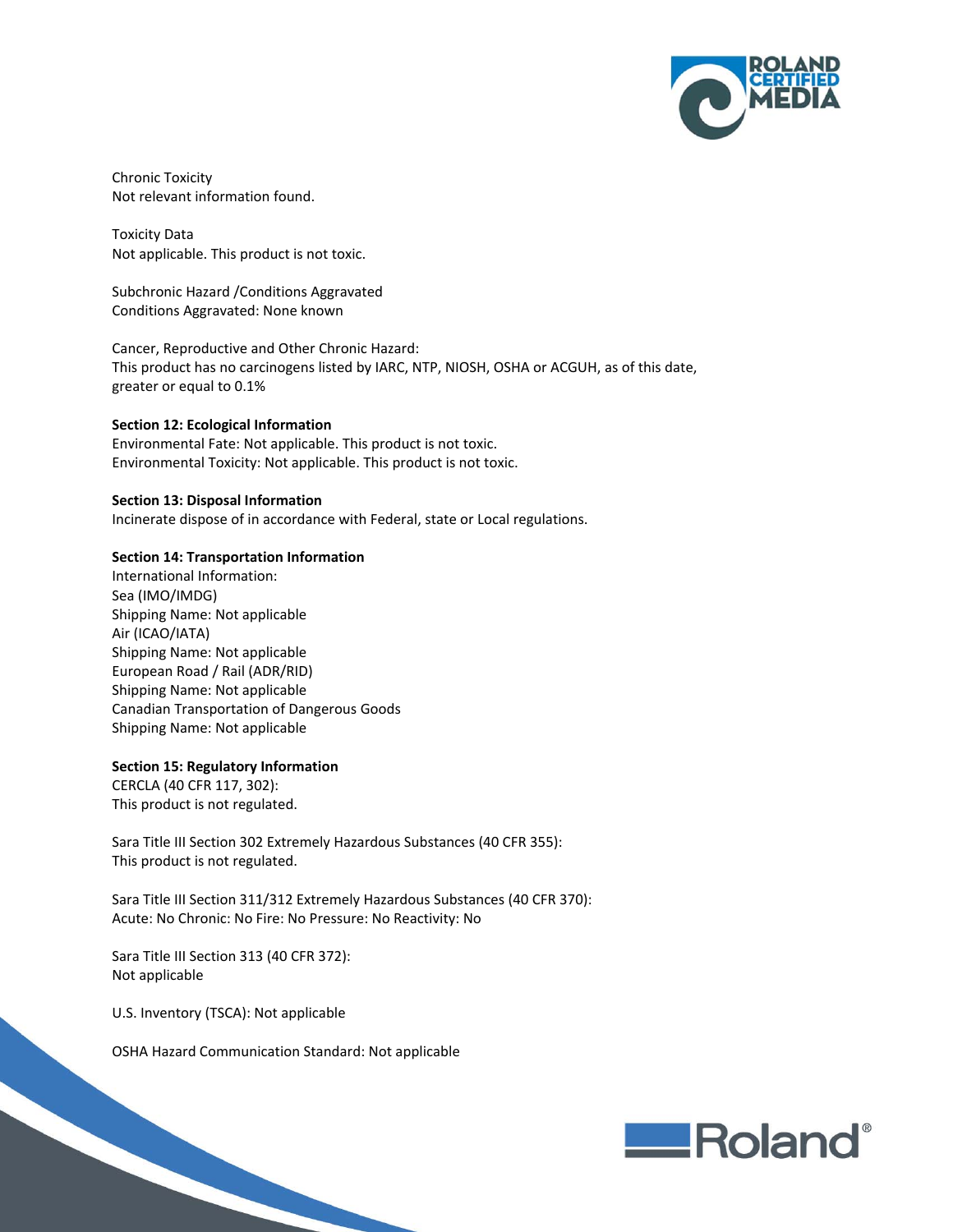Chronic Toxicity
Not relevant information found.

Toxicity Data
Not applicable. This product is not toxic.

Subchronic Hazard /Conditions Aggravated
Conditions Aggravated: None known

Cancer, Reproductive and Other Chronic Hazard:
This product has no carcinogens listed by IARC, NTP, NIOSH, OSHA or ACGUH, as of this date, greater or equal to 0.1%

**Section 12: Ecological Information**
Environmental Fate: Not applicable. This product is not toxic.
Environmental Toxicity: Not applicable. This product is not toxic.

**Section 13: Disposal Information**
Incinerate dispose of in accordance with Federal, state or Local regulations.

**Section 14: Transportation Information**
International Information:
Sea (IMO/IMDG)
Shipping Name: Not applicable
Air (ICAO/IATA)
Shipping Name: Not applicable
European Road / Rail (ADR/RID)
Shipping Name: Not applicable
Canadian Transportation of Dangerous Goods
Shipping Name: Not applicable

**Section 15: Regulatory Information**
CERCLA (40 CFR 117, 302):
This product is not regulated.

Sara Title III Section 302 Extremely Hazardous Substances (40 CFR 355):
This product is not regulated.

Sara Title III Section 311/312 Extremely Hazardous Substances (40 CFR 370):
Acute: No Chronic: No Fire: No Pressure: No Reactivity: No

Sara Title III Section 313 (40 CFR 372):
Not applicable

U.S. Inventory (TSCA): Not applicable

OSHA Hazard Communication Standard: Not applicable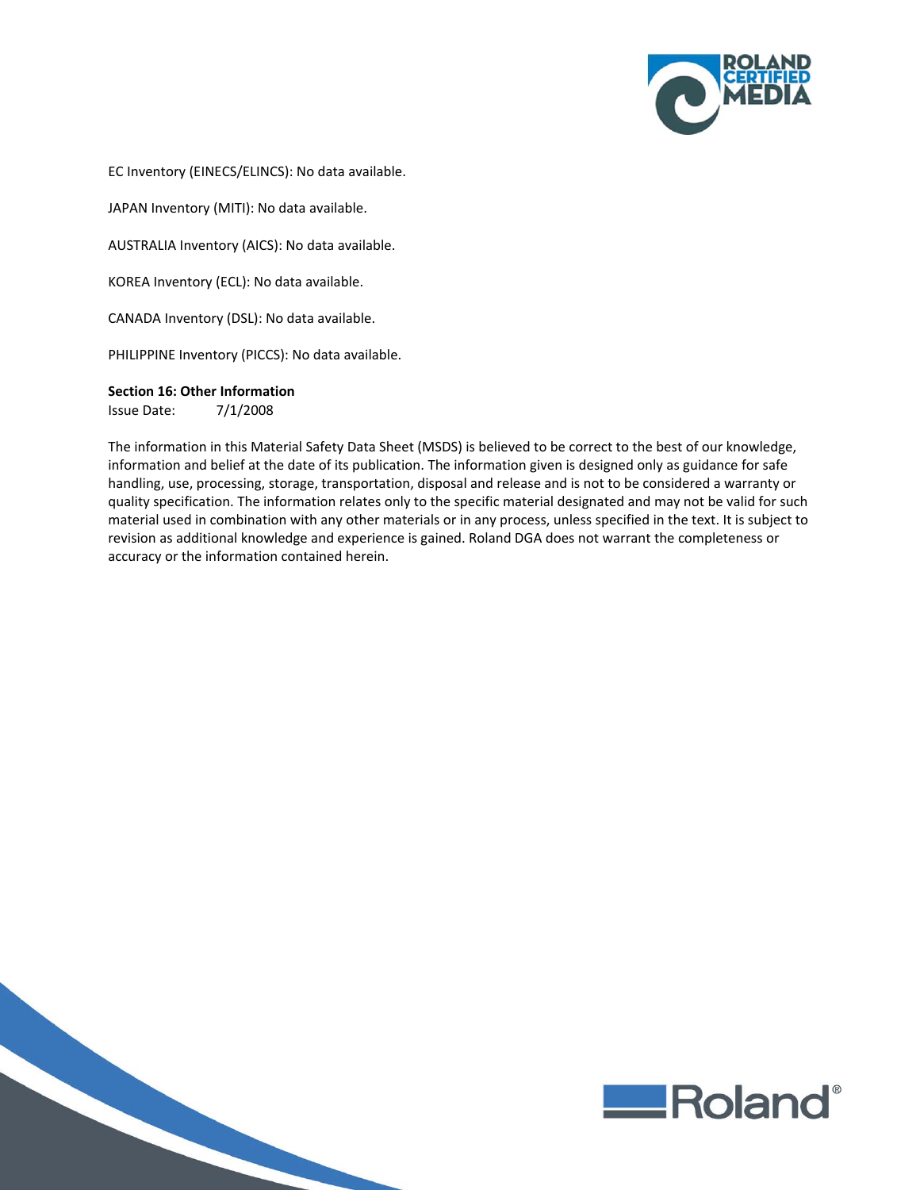EC Inventory (EINECS/ELINCS): No data available.

JAPAN Inventory (MITI): No data available.

AUSTRALIA Inventory (AICS): No data available.

KOREA Inventory (ECL): No data available.

CANADA Inventory (DSL): No data available.

PHILIPPINE Inventory (PICCS): No data available.

**Section 16: Other Information**

Issue Date: 7/1/2008

The information in this Material Safety Data Sheet (MSDS) is believed to be correct to the best of our knowledge, information and belief at the date of its publication. The information given is designed only as guidance for safe handling, use, processing, storage, transportation, disposal and release and is not to be considered a warranty or quality specification. The information relates only to the specific material designated and may not be valid for such material used in combination with any other materials or in any process, unless specified in the text. It is subject to revision as additional knowledge and experience is gained. Roland DGA does not warrant the completeness or accuracy or the information contained herein.